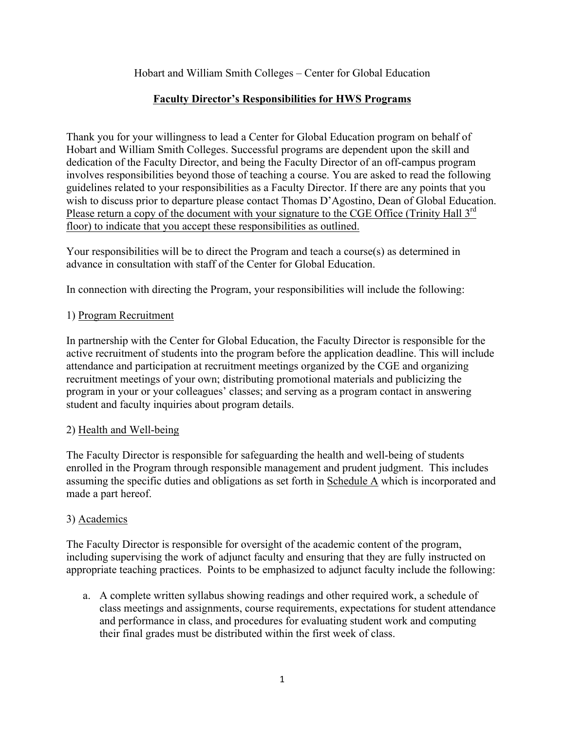Hobart and William Smith Colleges – Center for Global Education

## Faculty Director's Responsibilities for HWS Programs

Thank you for your willingness to lead a Center for Global Education program on behalf of Hobart and William Smith Colleges. Successful programs are dependent upon the skill and dedication of the Faculty Director, and being the Faculty Director of an off-campus program involves responsibilities beyond those of teaching a course. You are asked to read the following guidelines related to your responsibilities as a Faculty Director. If there are any points that you wish to discuss prior to departure please contact Thomas D'Agostino, Dean of Global Education. Please return a copy of the document with your signature to the CGE Office (Trinity Hall 3rd floor) to indicate that you accept these responsibilities as outlined.

Your responsibilities will be to direct the Program and teach a course(s) as determined in advance in consultation with staff of the Center for Global Education.

In connection with directing the Program, your responsibilities will include the following:

1) Program Recruitment

In partnership with the Center for Global Education, the Faculty Director is responsible for the active recruitment of students into the program before the application deadline. This will include attendance and participation at recruitment meetings organized by the CGE and organizing recruitment meetings of your own; distributing promotional materials and publicizing the program in your or your colleagues' classes; and serving as a program contact in answering student and faculty inquiries about program details.

2) Health and Well-being

The Faculty Director is responsible for safeguarding the health and well-being of students enrolled in the Program through responsible management and prudent judgment. This includes assuming the specific duties and obligations as set forth in Schedule A which is incorporated and made a part hereof.

3) Academics

The Faculty Director is responsible for oversight of the academic content of the program, including supervising the work of adjunct faculty and ensuring that they are fully instructed on appropriate teaching practices. Points to be emphasized to adjunct faculty include the following:

a. A complete written syllabus showing readings and other required work, a schedule of class meetings and assignments, course requirements, expectations for student attendance and performance in class, and procedures for evaluating student work and computing their final grades must be distributed within the first week of class.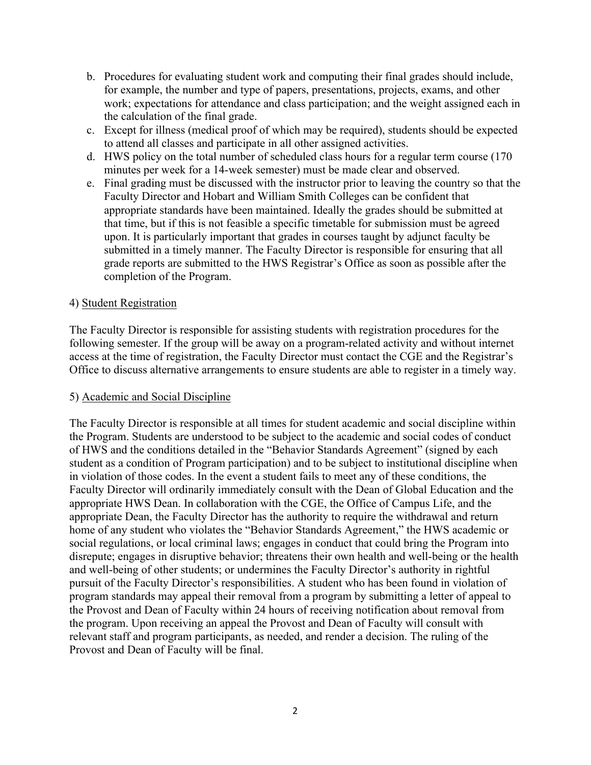b. Procedures for evaluating student work and computing their final grades should include, for example, the number and type of papers, presentations, projects, exams, and other work; expectations for attendance and class participation; and the weight assigned each in the calculation of the final grade.
c. Except for illness (medical proof of which may be required), students should be expected to attend all classes and participate in all other assigned activities.
d. HWS policy on the total number of scheduled class hours for a regular term course (170 minutes per week for a 14-week semester) must be made clear and observed.
e. Final grading must be discussed with the instructor prior to leaving the country so that the Faculty Director and Hobart and William Smith Colleges can be confident that appropriate standards have been maintained. Ideally the grades should be submitted at that time, but if this is not feasible a specific timetable for submission must be agreed upon. It is particularly important that grades in courses taught by adjunct faculty be submitted in a timely manner. The Faculty Director is responsible for ensuring that all grade reports are submitted to the HWS Registrar's Office as soon as possible after the completion of the Program.

4) Student Registration

The Faculty Director is responsible for assisting students with registration procedures for the following semester. If the group will be away on a program-related activity and without internet access at the time of registration, the Faculty Director must contact the CGE and the Registrar's Office to discuss alternative arrangements to ensure students are able to register in a timely way.

5) Academic and Social Discipline

The Faculty Director is responsible at all times for student academic and social discipline within the Program. Students are understood to be subject to the academic and social codes of conduct of HWS and the conditions detailed in the "Behavior Standards Agreement" (signed by each student as a condition of Program participation) and to be subject to institutional discipline when in violation of those codes. In the event a student fails to meet any of these conditions, the Faculty Director will ordinarily immediately consult with the Dean of Global Education and the appropriate HWS Dean. In collaboration with the CGE, the Office of Campus Life, and the appropriate Dean, the Faculty Director has the authority to require the withdrawal and return home of any student who violates the "Behavior Standards Agreement," the HWS academic or social regulations, or local criminal laws; engages in conduct that could bring the Program into disrepute; engages in disruptive behavior; threatens their own health and well-being or the health and well-being of other students; or undermines the Faculty Director's authority in rightful pursuit of the Faculty Director's responsibilities. A student who has been found in violation of program standards may appeal their removal from a program by submitting a letter of appeal to the Provost and Dean of Faculty within 24 hours of receiving notification about removal from the program. Upon receiving an appeal the Provost and Dean of Faculty will consult with relevant staff and program participants, as needed, and render a decision. The ruling of the Provost and Dean of Faculty will be final.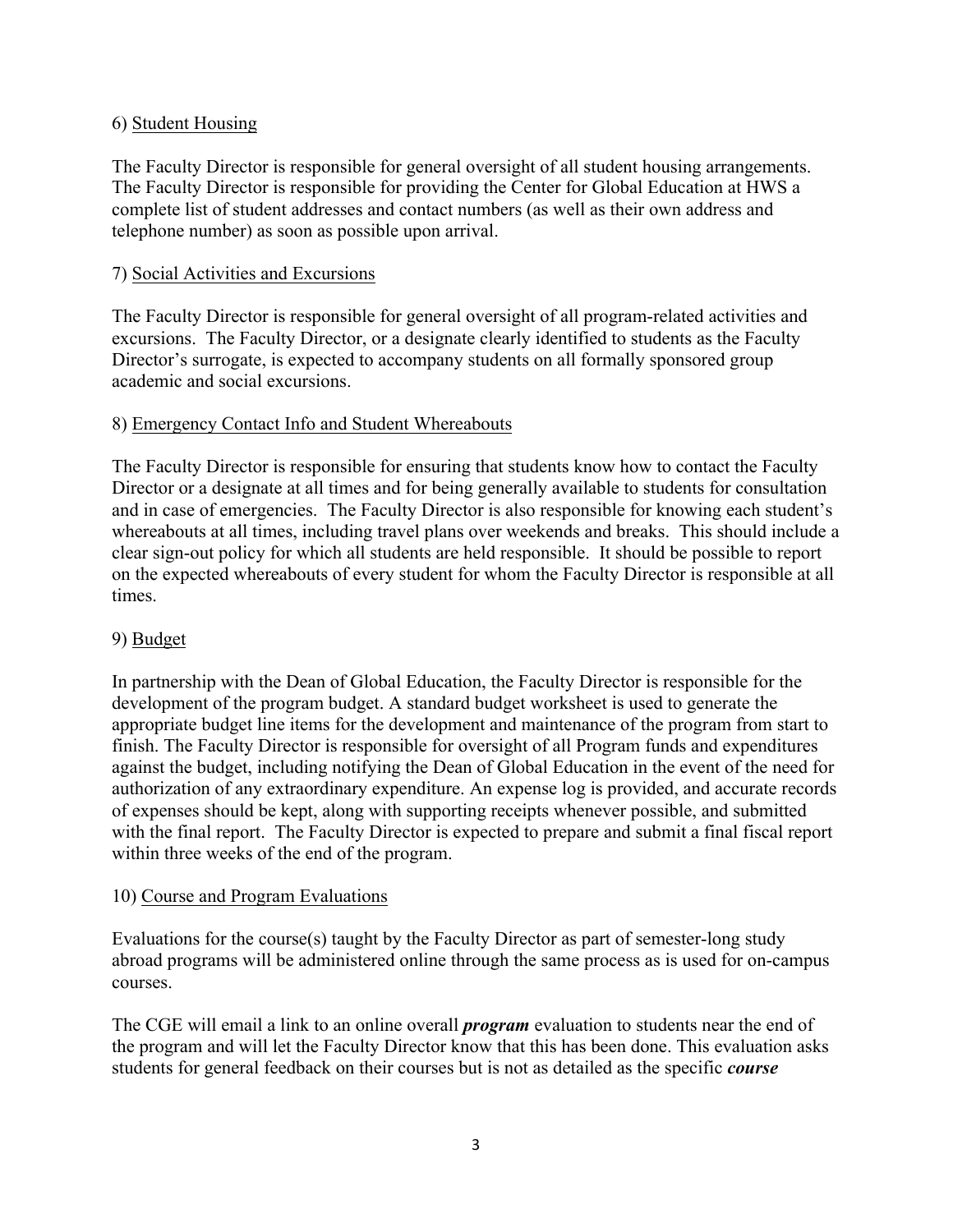6) Student Housing

The Faculty Director is responsible for general oversight of all student housing arrangements. The Faculty Director is responsible for providing the Center for Global Education at HWS a complete list of student addresses and contact numbers (as well as their own address and telephone number) as soon as possible upon arrival.

7) Social Activities and Excursions

The Faculty Director is responsible for general oversight of all program-related activities and excursions. The Faculty Director, or a designate clearly identified to students as the Faculty Director's surrogate, is expected to accompany students on all formally sponsored group academic and social excursions.

8) Emergency Contact Info and Student Whereabouts

The Faculty Director is responsible for ensuring that students know how to contact the Faculty Director or a designate at all times and for being generally available to students for consultation and in case of emergencies. The Faculty Director is also responsible for knowing each student's whereabouts at all times, including travel plans over weekends and breaks. This should include a clear sign-out policy for which all students are held responsible. It should be possible to report on the expected whereabouts of every student for whom the Faculty Director is responsible at all times.

9) Budget

In partnership with the Dean of Global Education, the Faculty Director is responsible for the development of the program budget. A standard budget worksheet is used to generate the appropriate budget line items for the development and maintenance of the program from start to finish. The Faculty Director is responsible for oversight of all Program funds and expenditures against the budget, including notifying the Dean of Global Education in the event of the need for authorization of any extraordinary expenditure. An expense log is provided, and accurate records of expenses should be kept, along with supporting receipts whenever possible, and submitted with the final report. The Faculty Director is expected to prepare and submit a final fiscal report within three weeks of the end of the program.

10) Course and Program Evaluations

Evaluations for the course(s) taught by the Faculty Director as part of semester-long study abroad programs will be administered online through the same process as is used for on-campus courses.

The CGE will email a link to an online overall ***program*** evaluation to students near the end of the program and will let the Faculty Director know that this has been done. This evaluation asks students for general feedback on their courses but is not as detailed as the specific ***course***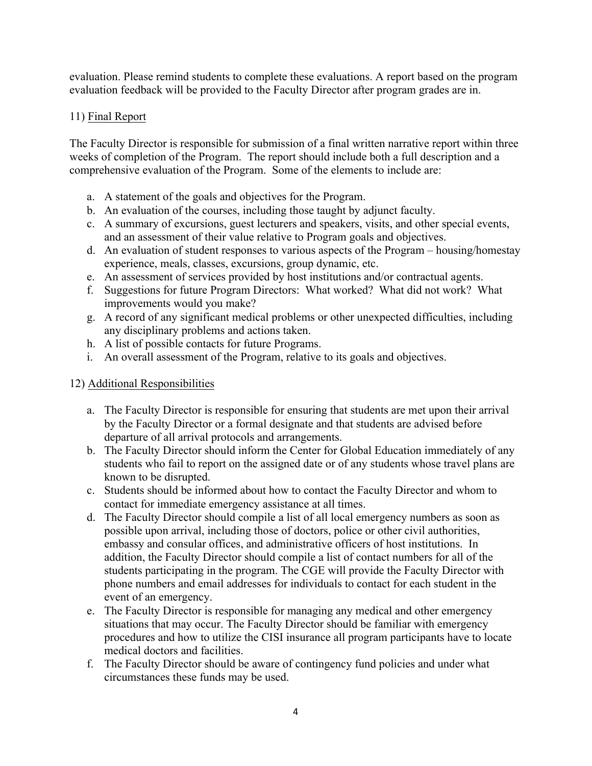evaluation. Please remind students to complete these evaluations. A report based on the program evaluation feedback will be provided to the Faculty Director after program grades are in.

11) Final Report

The Faculty Director is responsible for submission of a final written narrative report within three weeks of completion of the Program. The report should include both a full description and a comprehensive evaluation of the Program. Some of the elements to include are:

a. A statement of the goals and objectives for the Program.
b. An evaluation of the courses, including those taught by adjunct faculty.
c. A summary of excursions, guest lecturers and speakers, visits, and other special events, and an assessment of their value relative to Program goals and objectives.
d. An evaluation of student responses to various aspects of the Program – housing/homestay experience, meals, classes, excursions, group dynamic, etc.
e. An assessment of services provided by host institutions and/or contractual agents.
f. Suggestions for future Program Directors: What worked? What did not work? What improvements would you make?
g. A record of any significant medical problems or other unexpected difficulties, including any disciplinary problems and actions taken.
h. A list of possible contacts for future Programs.
i. An overall assessment of the Program, relative to its goals and objectives.

12) Additional Responsibilities

a. The Faculty Director is responsible for ensuring that students are met upon their arrival by the Faculty Director or a formal designate and that students are advised before departure of all arrival protocols and arrangements.
b. The Faculty Director should inform the Center for Global Education immediately of any students who fail to report on the assigned date or of any students whose travel plans are known to be disrupted.
c. Students should be informed about how to contact the Faculty Director and whom to contact for immediate emergency assistance at all times.
d. The Faculty Director should compile a list of all local emergency numbers as soon as possible upon arrival, including those of doctors, police or other civil authorities, embassy and consular offices, and administrative officers of host institutions. In addition, the Faculty Director should compile a list of contact numbers for all of the students participating in the program. The CGE will provide the Faculty Director with phone numbers and email addresses for individuals to contact for each student in the event of an emergency.
e. The Faculty Director is responsible for managing any medical and other emergency situations that may occur. The Faculty Director should be familiar with emergency procedures and how to utilize the CISI insurance all program participants have to locate medical doctors and facilities.
f. The Faculty Director should be aware of contingency fund policies and under what circumstances these funds may be used.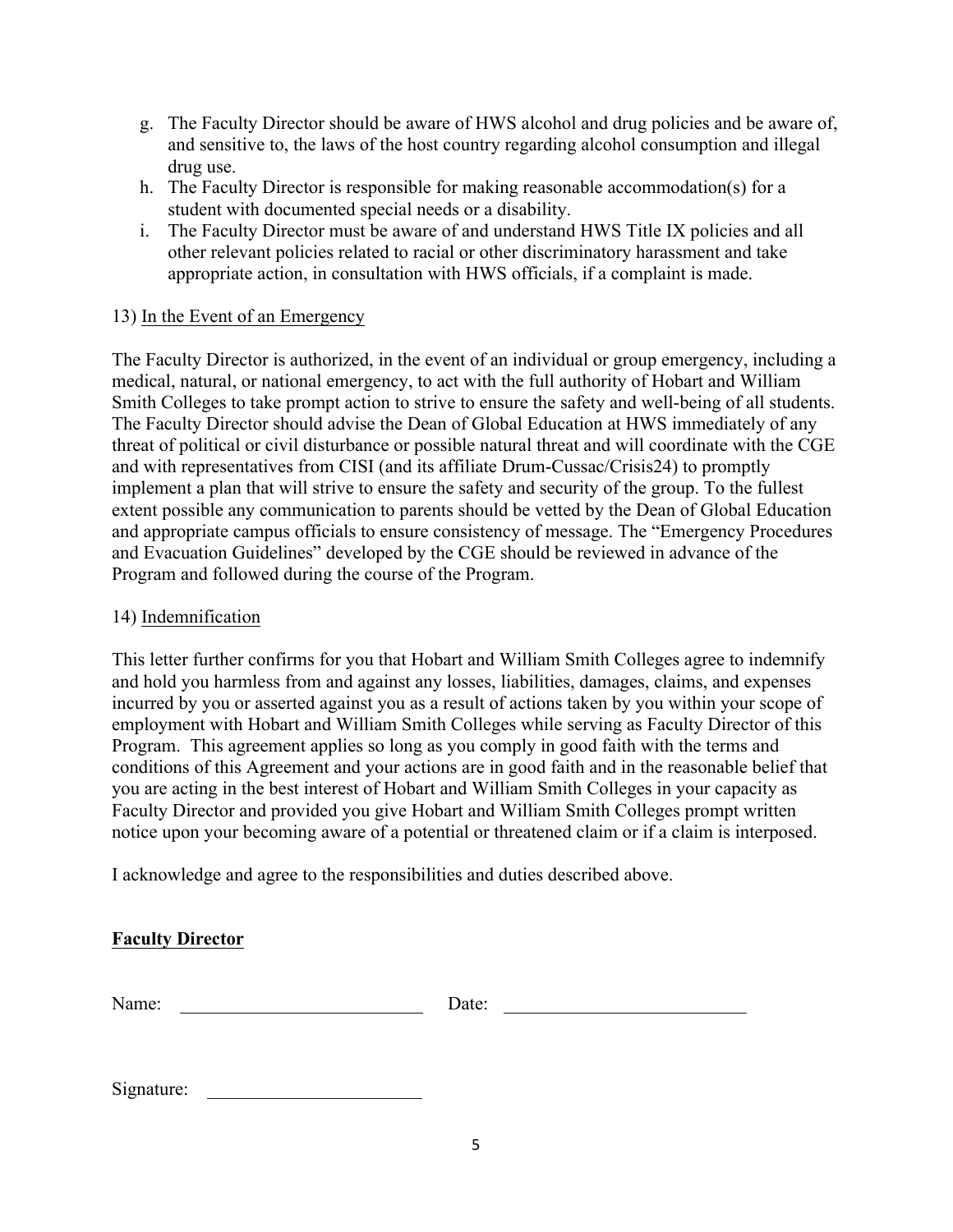g. The Faculty Director should be aware of HWS alcohol and drug policies and be aware of, and sensitive to, the laws of the host country regarding alcohol consumption and illegal drug use.
h. The Faculty Director is responsible for making reasonable accommodation(s) for a student with documented special needs or a disability.
i. The Faculty Director must be aware of and understand HWS Title IX policies and all other relevant policies related to racial or other discriminatory harassment and take appropriate action, in consultation with HWS officials, if a complaint is made.

13) <u>In the Event of an Emergency</u>

The Faculty Director is authorized, in the event of an individual or group emergency, including a medical, natural, or national emergency, to act with the full authority of Hobart and William Smith Colleges to take prompt action to strive to ensure the safety and well-being of all students. The Faculty Director should advise the Dean of Global Education at HWS immediately of any threat of political or civil disturbance or possible natural threat and will coordinate with the CGE and with representatives from CISI (and its affiliate Drum-Cussac/Crisis24) to promptly implement a plan that will strive to ensure the safety and security of the group. To the fullest extent possible any communication to parents should be vetted by the Dean of Global Education and appropriate campus officials to ensure consistency of message. The "Emergency Procedures and Evacuation Guidelines" developed by the CGE should be reviewed in advance of the Program and followed during the course of the Program.

14) <u>Indemnification</u>

This letter further confirms for you that Hobart and William Smith Colleges agree to indemnify and hold you harmless from and against any losses, liabilities, damages, claims, and expenses incurred by you or asserted against you as a result of actions taken by you within your scope of employment with Hobart and William Smith Colleges while serving as Faculty Director of this Program. This agreement applies so long as you comply in good faith with the terms and conditions of this Agreement and your actions are in good faith and in the reasonable belief that you are acting in the best interest of Hobart and William Smith Colleges in your capacity as Faculty Director and provided you give Hobart and William Smith Colleges prompt written notice upon your becoming aware of a potential or threatened claim or if a claim is interposed.

I acknowledge and agree to the responsibilities and duties described above.

**<u>Faculty Director</u>**

Name: ______________________ Date: ______________________

Signature: ____________________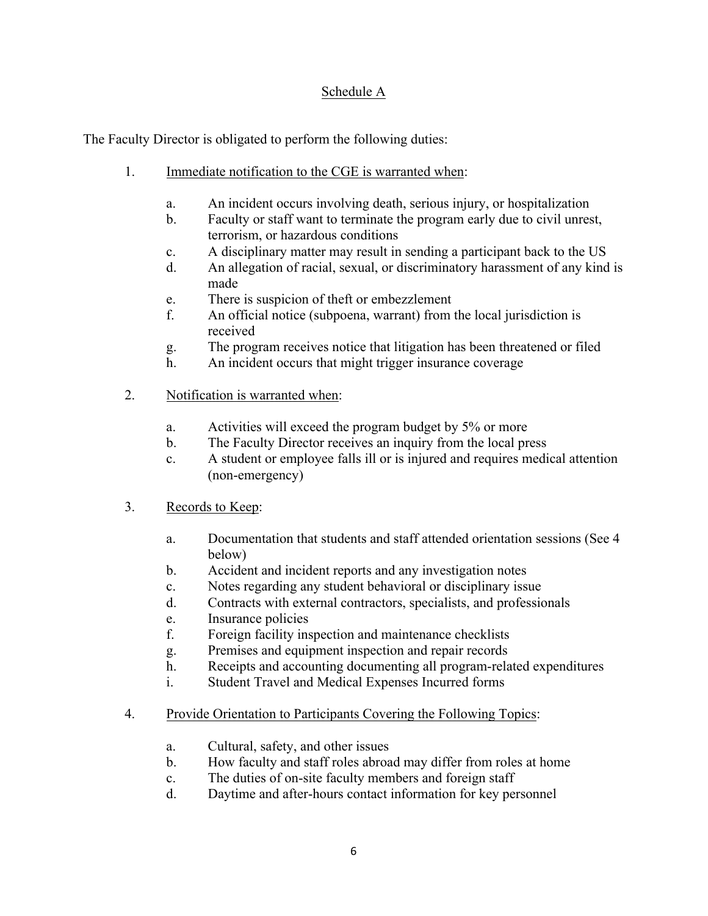## Schedule A

The Faculty Director is obligated to perform the following duties:

1. Immediate notification to the CGE is warranted when:

   a. An incident occurs involving death, serious injury, or hospitalization
   b. Faculty or staff want to terminate the program early due to civil unrest, terrorism, or hazardous conditions
   c. A disciplinary matter may result in sending a participant back to the US
   d. An allegation of racial, sexual, or discriminatory harassment of any kind is made
   e. There is suspicion of theft or embezzlement
   f. An official notice (subpoena, warrant) from the local jurisdiction is received
   g. The program receives notice that litigation has been threatened or filed
   h. An incident occurs that might trigger insurance coverage

2. Notification is warranted when:

   a. Activities will exceed the program budget by 5% or more
   b. The Faculty Director receives an inquiry from the local press
   c. A student or employee falls ill or is injured and requires medical attention (non-emergency)

3. Records to Keep:

   a. Documentation that students and staff attended orientation sessions (See 4 below)
   b. Accident and incident reports and any investigation notes
   c. Notes regarding any student behavioral or disciplinary issue
   d. Contracts with external contractors, specialists, and professionals
   e. Insurance policies
   f. Foreign facility inspection and maintenance checklists
   g. Premises and equipment inspection and repair records
   h. Receipts and accounting documenting all program-related expenditures
   i. Student Travel and Medical Expenses Incurred forms

4. Provide Orientation to Participants Covering the Following Topics:

   a. Cultural, safety, and other issues
   b. How faculty and staff roles abroad may differ from roles at home
   c. The duties of on-site faculty members and foreign staff
   d. Daytime and after-hours contact information for key personnel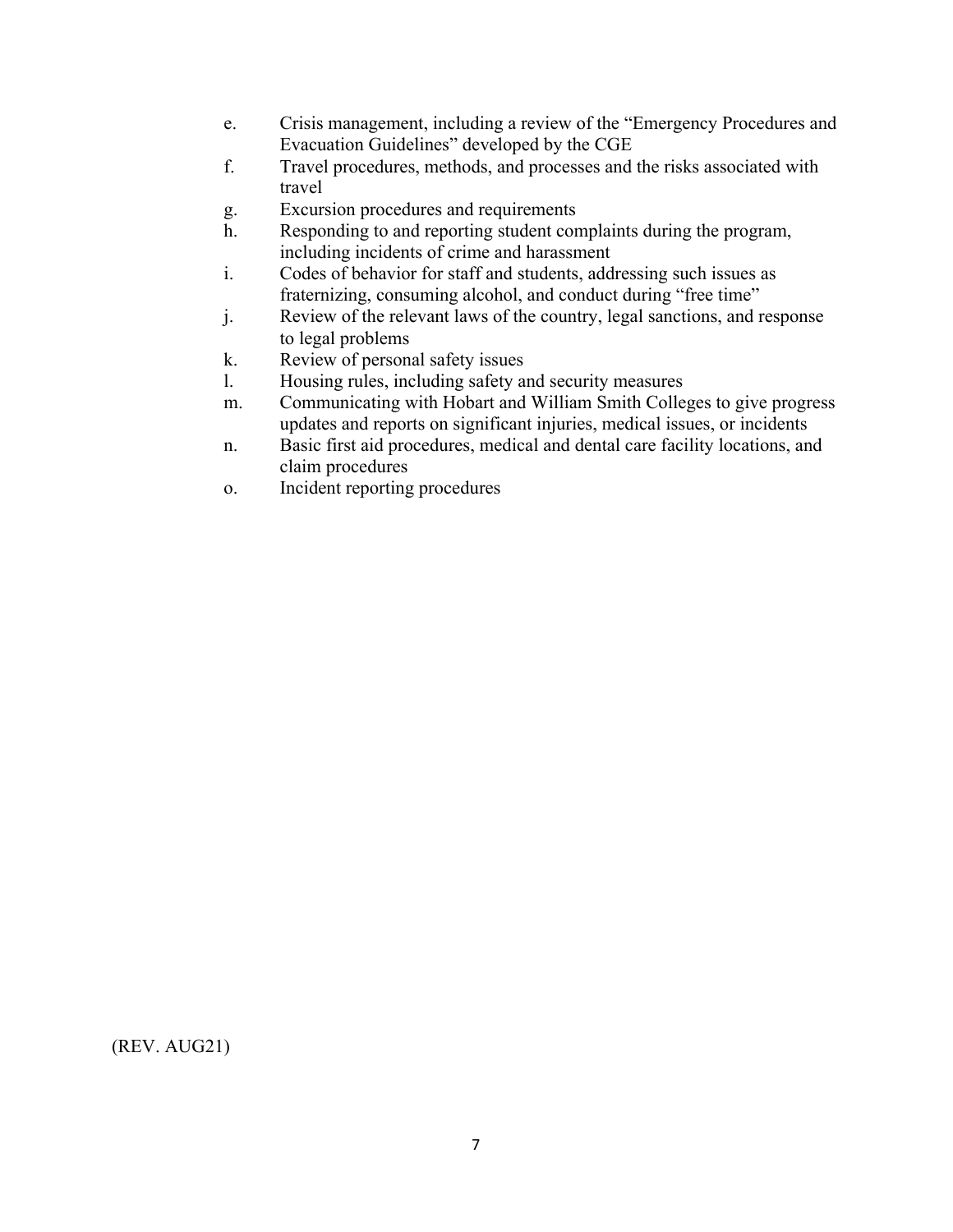e. Crisis management, including a review of the "Emergency Procedures and Evacuation Guidelines" developed by the CGE
f. Travel procedures, methods, and processes and the risks associated with travel
g. Excursion procedures and requirements
h. Responding to and reporting student complaints during the program, including incidents of crime and harassment
i. Codes of behavior for staff and students, addressing such issues as fraternizing, consuming alcohol, and conduct during "free time"
j. Review of the relevant laws of the country, legal sanctions, and response to legal problems
k. Review of personal safety issues
l. Housing rules, including safety and security measures
m. Communicating with Hobart and William Smith Colleges to give progress updates and reports on significant injuries, medical issues, or incidents
n. Basic first aid procedures, medical and dental care facility locations, and claim procedures
o. Incident reporting procedures

(REV. AUG21)